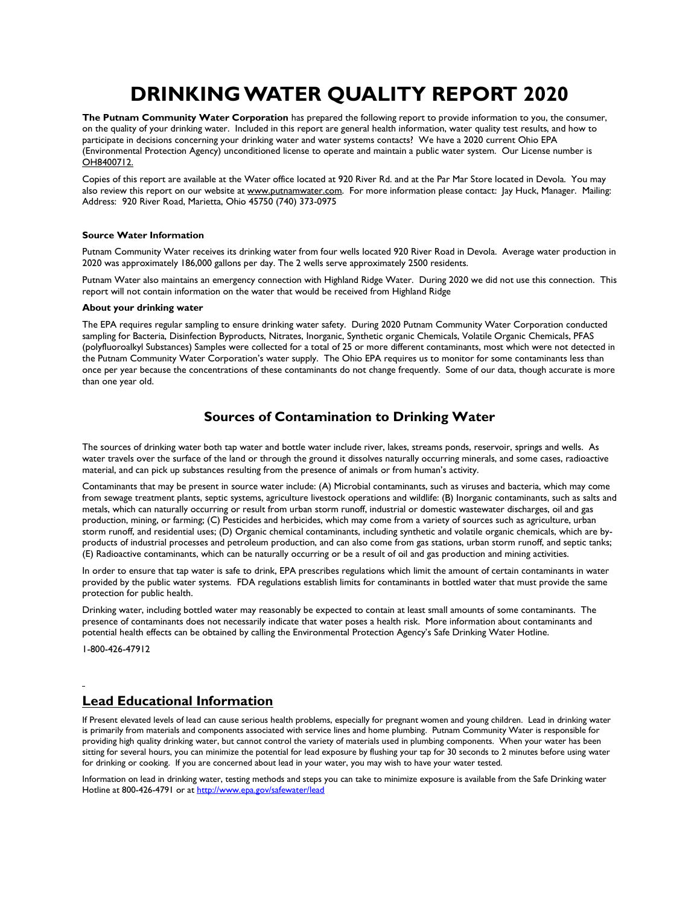# DRINKING WATER QUALITY REPORT 2020

**The Putnam Community Water Corporation** has prepared the following report to provide information to you, the consumer, on the quality of your drinking water. Included in this report are general health information, water quality test results, and how to participate in decisions concerning your drinking water and water systems contacts? We have a 2020 current Ohio EPA (Environmental Protection Agency) unconditioned license to operate and maintain a public water system. Our License number is OH8400712.

Copies of this report are available at the Water office located at 920 River Rd. and at the Par Mar Store located in Devola. You may also review this report on our website at www.putnamwater.com. For more information please contact: Jay Huck, Manager. Mailing: Address: 920 River Road, Marietta, Ohio 45750 (740) 373-0975

### Source Water Information

Putnam Community Water receives its drinking water from four wells located 920 River Road in Devola. Average water production in 2020 was approximately 186,000 gallons per day. The 2 wells serve approximately 2500 residents.

Putnam Water also maintains an emergency connection with Highland Ridge Water. During 2020 we did not use this connection. This report will not contain information on the water that would be received from Highland Ridge

### About your drinking water

The EPA requires regular sampling to ensure drinking water safety. During 2020 Putnam Community Water Corporation conducted sampling for Bacteria, Disinfection Byproducts, Nitrates, Inorganic, Synthetic organic Chemicals, Volatile Organic Chemicals, PFAS (polyfluoroalkyl Substances) Samples were collected for a total of 25 or more different contaminants, most which were not detected in the Putnam Community Water Corporation's water supply. The Ohio EPA requires us to monitor for some contaminants less than once per year because the concentrations of these contaminants do not change frequently. Some of our data, though accurate is more than one year old.

## Sources of Contamination to Drinking Water

The sources of drinking water both tap water and bottle water include river, lakes, streams ponds, reservoir, springs and wells. As water travels over the surface of the land or through the ground it dissolves naturally occurring minerals, and some cases, radioactive material, and can pick up substances resulting from the presence of animals or from human's activity.

Contaminants that may be present in source water include: (A) Microbial contaminants, such as viruses and bacteria, which may come from sewage treatment plants, septic systems, agriculture livestock operations and wildlife: (B) Inorganic contaminants, such as salts and metals, which can naturally occurring or result from urban storm runoff, industrial or domestic wastewater discharges, oil and gas production, mining, or farming; (C) Pesticides and herbicides, which may come from a variety of sources such as agriculture, urban storm runoff, and residential uses; (D) Organic chemical contaminants, including synthetic and volatile organic chemicals, which are by-products of industrial processes and petroleum production, and can also come from gas stations, urban storm runoff, and septic tanks; (E) Radioactive contaminants, which can be naturally occurring or be a result of oil and gas production and mining activities.

In order to ensure that tap water is safe to drink, EPA prescribes regulations which limit the amount of certain contaminants in water provided by the public water systems. FDA regulations establish limits for contaminants in bottled water that must provide the same protection for public health.

Drinking water, including bottled water may reasonably be expected to contain at least small amounts of some contaminants. The presence of contaminants does not necessarily indicate that water poses a health risk. More information about contaminants and potential health effects can be obtained by calling the Environmental Protection Agency's Safe Drinking Water Hotline.

1-800-426-47912

## Lead Educational Information

If Present elevated levels of lead can cause serious health problems, especially for pregnant women and young children. Lead in drinking water is primarily from materials and components associated with service lines and home plumbing. Putnam Community Water is responsible for providing high quality drinking water, but cannot control the variety of materials used in plumbing components. When your water has been sitting for several hours, you can minimize the potential for lead exposure by flushing your tap for 30 seconds to 2 minutes before using water for drinking or cooking. If you are concerned about lead in your water, you may wish to have your water tested.

Information on lead in drinking water, testing methods and steps you can take to minimize exposure is available from the Safe Drinking water Hotline at 800-426-4791 or at http://www.epa.gov/safewater/lead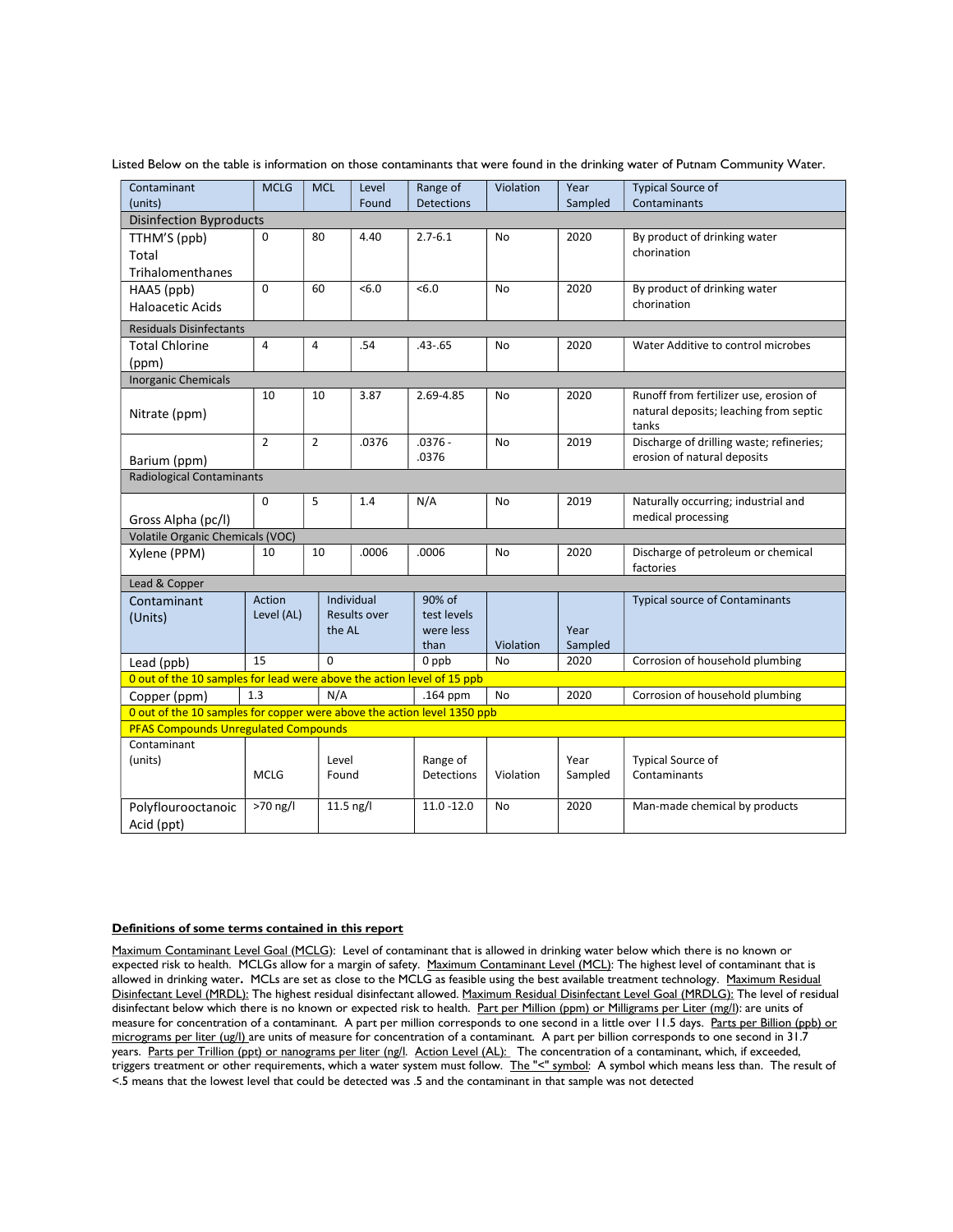Listed Below on the table is information on those contaminants that were found in the drinking water of Putnam Community Water.

| Contaminant (units) | MCLG | MCL | Level Found | Range of Detections | Violation | Year Sampled | Typical Source of Contaminants |
|---|---|---|---|---|---|---|---|
| **Disinfection Byproducts** | | | | | | | |
| TTHM'S (ppb) Total Trihalomenthanes | 0 | 80 | 4.40 | 2.7-6.1 | No | 2020 | By product of drinking water chorination |
| HAA5 (ppb) Haloacetic Acids | 0 | 60 | <6.0 | <6.0 | No | 2020 | By product of drinking water chorination |
| **Residuals Disinfectants** | | | | | | | |
| Total Chlorine (ppm) | 4 | 4 | .54 | .43-.65 | No | 2020 | Water Additive to control microbes |
| **Inorganic Chemicals** | | | | | | | |
| Nitrate (ppm) | 10 | 10 | 3.87 | 2.69-4.85 | No | 2020 | Runoff from fertilizer use, erosion of natural deposits; leaching from septic tanks |
| Barium (ppm) | 2 | 2 | .0376 | .0376 - .0376 | No | 2019 | Discharge of drilling waste; refineries; erosion of natural deposits |
| **Radiological Contaminants** | | | | | | | |
| Gross Alpha (pc/l) | 0 | 5 | 1.4 | N/A | No | 2019 | Naturally occurring; industrial and medical processing |
| **Volatile Organic Chemicals (VOC)** | | | | | | | |
| Xylene (PPM) | 10 | 10 | .0006 | .0006 | No | 2020 | Discharge of petroleum or chemical factories |

**Lead & Copper**

| Contaminant (Units) | Action Level (AL) | Individual Results over the AL | 90% of test levels were less than | Violation | Year Sampled | Typical source of Contaminants |
|---|---|---|---|---|---|---|
| Lead (ppb) | 15 | 0 | 0 ppb | No | 2020 | Corrosion of household plumbing |
| 0 out of the 10 samples for lead were above the action level of 15 ppb | | | | | | |
| Copper (ppm) | 1.3 | N/A | .164 ppm | No | 2020 | Corrosion of household plumbing |
| 0 out of the 10 samples for copper were above the action level 1350 ppb | | | | | | |

**PFAS Compounds Unregulated Compounds**

| Contaminant (units) | MCLG | Level Found | Range of Detections | Violation | Year Sampled | Typical Source of Contaminants |
|---|---|---|---|---|---|---|
| Polyflourooctanoic Acid (ppt) | >70 ng/l | 11.5 ng/l | 11.0 -12.0 | No | 2020 | Man-made chemical by products |

**Definitions of some terms contained in this report**

Maximum Contaminant Level Goal (MCLG): Level of contaminant that is allowed in drinking water below which there is no known or expected risk to health. MCLGs allow for a margin of safety. Maximum Contaminant Level (MCL): The highest level of contaminant that is allowed in drinking water. MCLs are set as close to the MCLG as feasible using the best available treatment technology. Maximum Residual Disinfectant Level (MRDL): The highest residual disinfectant allowed. Maximum Residual Disinfectant Level Goal (MRDLG): The level of residual disinfectant below which there is no known or expected risk to health. Part per Million (ppm) or Milligrams per Liter (mg/l): are units of measure for concentration of a contaminant. A part per million corresponds to one second in a little over 11.5 days. Parts per Billion (ppb) or micrograms per liter (ug/l) are units of measure for concentration of a contaminant. A part per billion corresponds to one second in 31.7 years. Parts per Trillion (ppt) or nanograms per liter (ng/l. Action Level (AL): The concentration of a contaminant, which, if exceeded, triggers treatment or other requirements, which a water system must follow. The "<" symbol: A symbol which means less than. The result of <.5 means that the lowest level that could be detected was .5 and the contaminant in that sample was not detected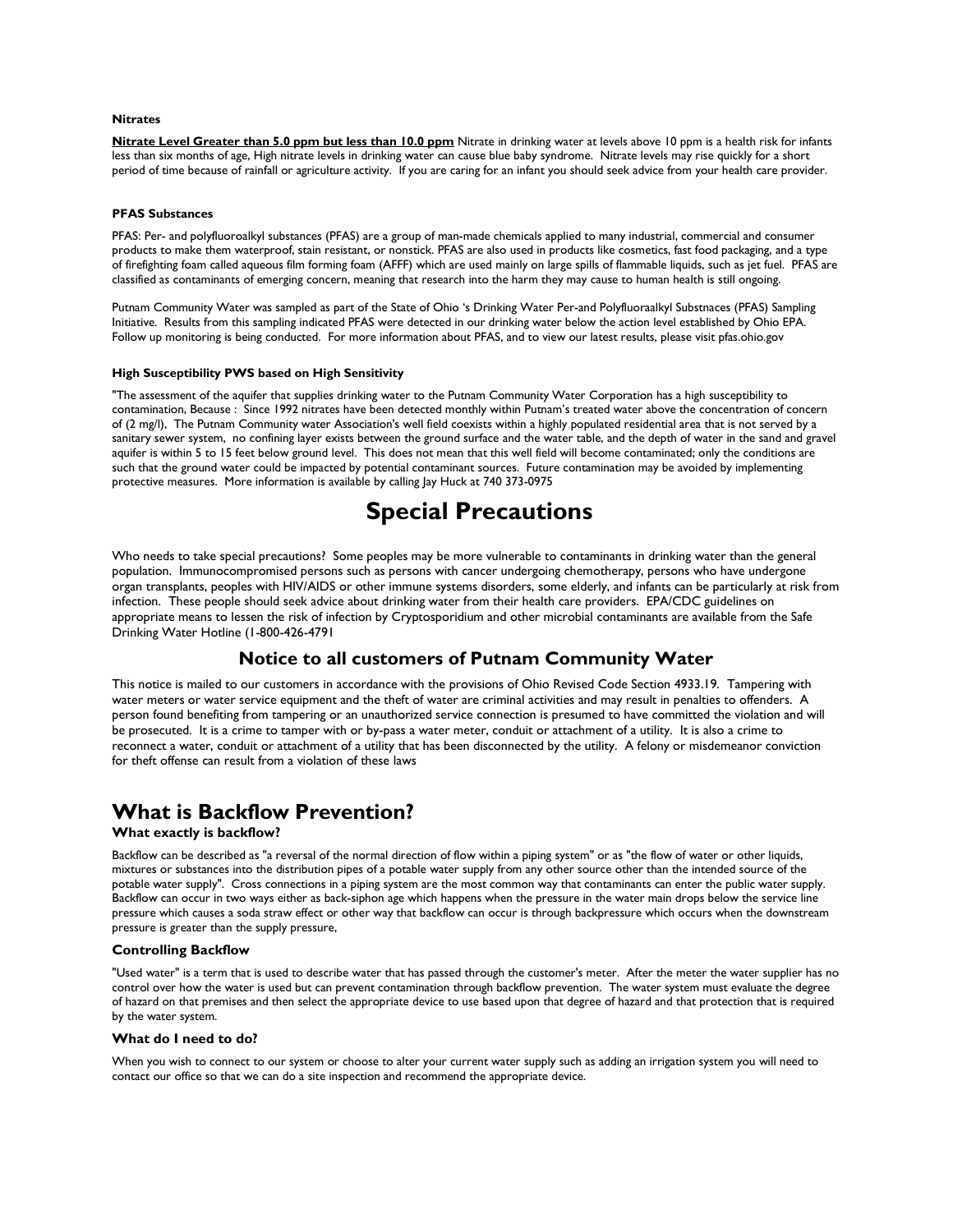#### Nitrates

**Nitrate Level Greater than 5.0 ppm but less than 10.0 ppm** Nitrate in drinking water at levels above 10 ppm is a health risk for infants less than six months of age, High nitrate levels in drinking water can cause blue baby syndrome. Nitrate levels may rise quickly for a short period of time because of rainfall or agriculture activity. If you are caring for an infant you should seek advice from your health care provider.

#### PFAS Substances

PFAS: Per- and polyfluoroalkyl substances (PFAS) are a group of man-made chemicals applied to many industrial, commercial and consumer products to make them waterproof, stain resistant, or nonstick. PFAS are also used in products like cosmetics, fast food packaging, and a type of firefighting foam called aqueous film forming foam (AFFF) which are used mainly on large spills of flammable liquids, such as jet fuel. PFAS are classified as contaminants of emerging concern, meaning that research into the harm they may cause to human health is still ongoing.

Putnam Community Water was sampled as part of the State of Ohio 's Drinking Water Per-and Polyfluoraalkyl Substnaces (PFAS) Sampling Initiative. Results from this sampling indicated PFAS were detected in our drinking water below the action level established by Ohio EPA. Follow up monitoring is being conducted. For more information about PFAS, and to view our latest results, please visit pfas.ohio.gov

#### High Susceptibility PWS based on High Sensitivity

"The assessment of the aquifer that supplies drinking water to the Putnam Community Water Corporation has a high susceptibility to contamination, Because : Since 1992 nitrates have been detected monthly within Putnam's treated water above the concentration of concern of (2 mg/l), The Putnam Community water Association's well field coexists within a highly populated residential area that is not served by a sanitary sewer system, no confining layer exists between the ground surface and the water table, and the depth of water in the sand and gravel aquifer is within 5 to 15 feet below ground level. This does not mean that this well field will become contaminated; only the conditions are such that the ground water could be impacted by potential contaminant sources. Future contamination may be avoided by implementing protective measures. More information is available by calling Jay Huck at 740 373-0975

# Special Precautions

Who needs to take special precautions? Some peoples may be more vulnerable to contaminants in drinking water than the general population. Immunocompromised persons such as persons with cancer undergoing chemotherapy, persons who have undergone organ transplants, peoples with HIV/AIDS or other immune systems disorders, some elderly, and infants can be particularly at risk from infection. These people should seek advice about drinking water from their health care providers. EPA/CDC guidelines on appropriate means to lessen the risk of infection by Cryptosporidium and other microbial contaminants are available from the Safe Drinking Water Hotline (1-800-426-4791

## Notice to all customers of Putnam Community Water

This notice is mailed to our customers in accordance with the provisions of Ohio Revised Code Section 4933.19. Tampering with water meters or water service equipment and the theft of water are criminal activities and may result in penalties to offenders. A person found benefiting from tampering or an unauthorized service connection is presumed to have committed the violation and will be prosecuted. It is a crime to tamper with or by-pass a water meter, conduit or attachment of a utility. It is also a crime to reconnect a water, conduit or attachment of a utility that has been disconnected by the utility. A felony or misdemeanor conviction for theft offense can result from a violation of these laws

## What is Backflow Prevention?

#### What exactly is backflow?

Backflow can be described as "a reversal of the normal direction of flow within a piping system" or as "the flow of water or other liquids, mixtures or substances into the distribution pipes of a potable water supply from any other source other than the intended source of the potable water supply". Cross connections in a piping system are the most common way that contaminants can enter the public water supply. Backflow can occur in two ways either as back-siphon age which happens when the pressure in the water main drops below the service line pressure which causes a soda straw effect or other way that backflow can occur is through backpressure which occurs when the downstream pressure is greater than the supply pressure,

#### Controlling Backflow

"Used water" is a term that is used to describe water that has passed through the customer's meter. After the meter the water supplier has no control over how the water is used but can prevent contamination through backflow prevention. The water system must evaluate the degree of hazard on that premises and then select the appropriate device to use based upon that degree of hazard and that protection that is required by the water system.

#### What do I need to do?

When you wish to connect to our system or choose to alter your current water supply such as adding an irrigation system you will need to contact our office so that we can do a site inspection and recommend the appropriate device.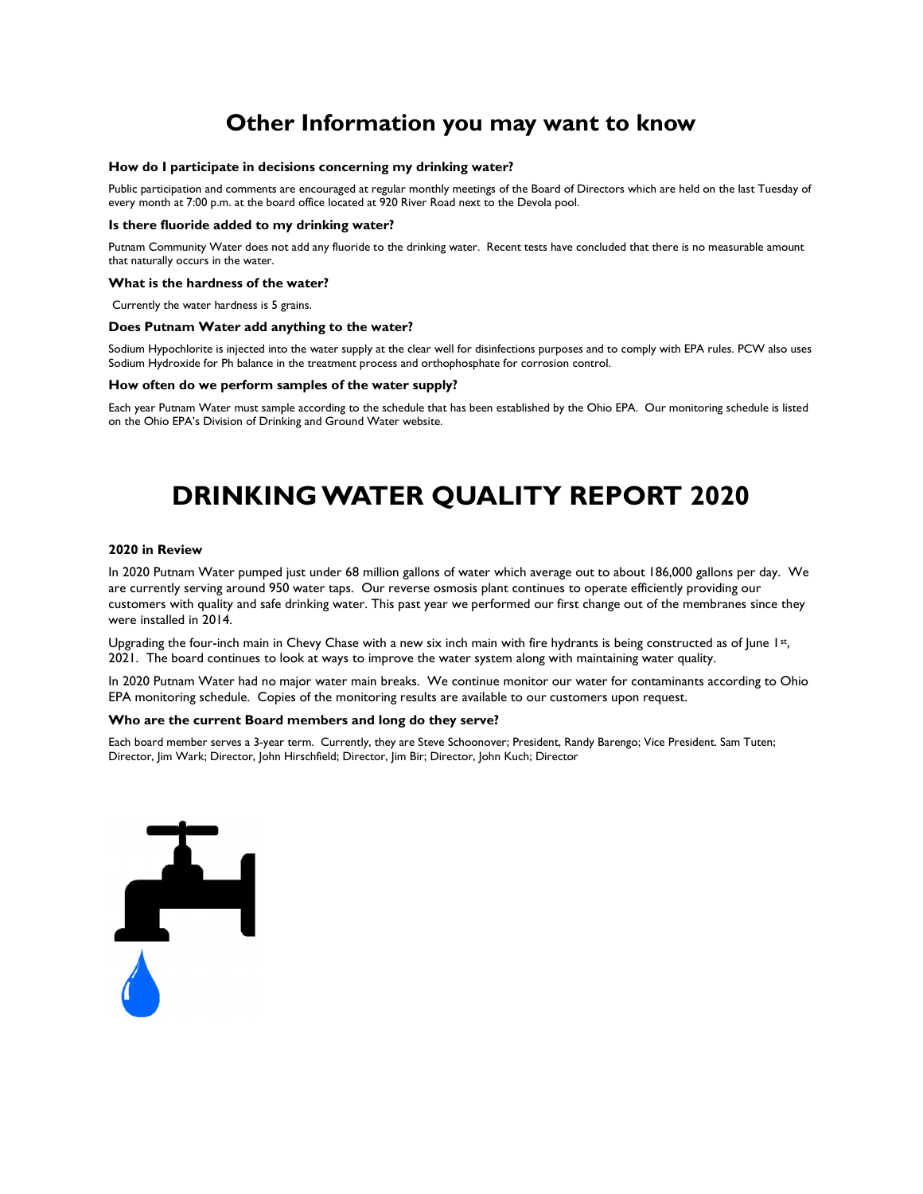# Other Information you may want to know

### How do I participate in decisions concerning my drinking water?

Public participation and comments are encouraged at regular monthly meetings of the Board of Directors which are held on the last Tuesday of every month at 7:00 p.m. at the board office located at 920 River Road next to the Devola pool.

### Is there fluoride added to my drinking water?

Putnam Community Water does not add any fluoride to the drinking water. Recent tests have concluded that there is no measurable amount that naturally occurs in the water.

### What is the hardness of the water?

Currently the water hardness is 5 grains.

### Does Putnam Water add anything to the water?

Sodium Hypochlorite is injected into the water supply at the clear well for disinfections purposes and to comply with EPA rules. PCW also uses Sodium Hydroxide for Ph balance in the treatment process and orthophosphate for corrosion control.

### How often do we perform samples of the water supply?

Each year Putnam Water must sample according to the schedule that has been established by the Ohio EPA. Our monitoring schedule is listed on the Ohio EPA's Division of Drinking and Ground Water website.

# DRINKING WATER QUALITY REPORT 2020

### 2020 in Review

In 2020 Putnam Water pumped just under 68 million gallons of water which average out to about 186,000 gallons per day. We are currently serving around 950 water taps. Our reverse osmosis plant continues to operate efficiently providing our customers with quality and safe drinking water. This past year we performed our first change out of the membranes since they were installed in 2014.

Upgrading the four-inch main in Chevy Chase with a new six inch main with fire hydrants is being constructed as of June 1st, 2021. The board continues to look at ways to improve the water system along with maintaining water quality.

In 2020 Putnam Water had no major water main breaks. We continue monitor our water for contaminants according to Ohio EPA monitoring schedule. Copies of the monitoring results are available to our customers upon request.

### Who are the current Board members and long do they serve?

Each board member serves a 3-year term. Currently, they are Steve Schoonover; President, Randy Barengo; Vice President. Sam Tuten; Director, Jim Wark; Director, John Hirschfield; Director, Jim Bir; Director, John Kuch; Director